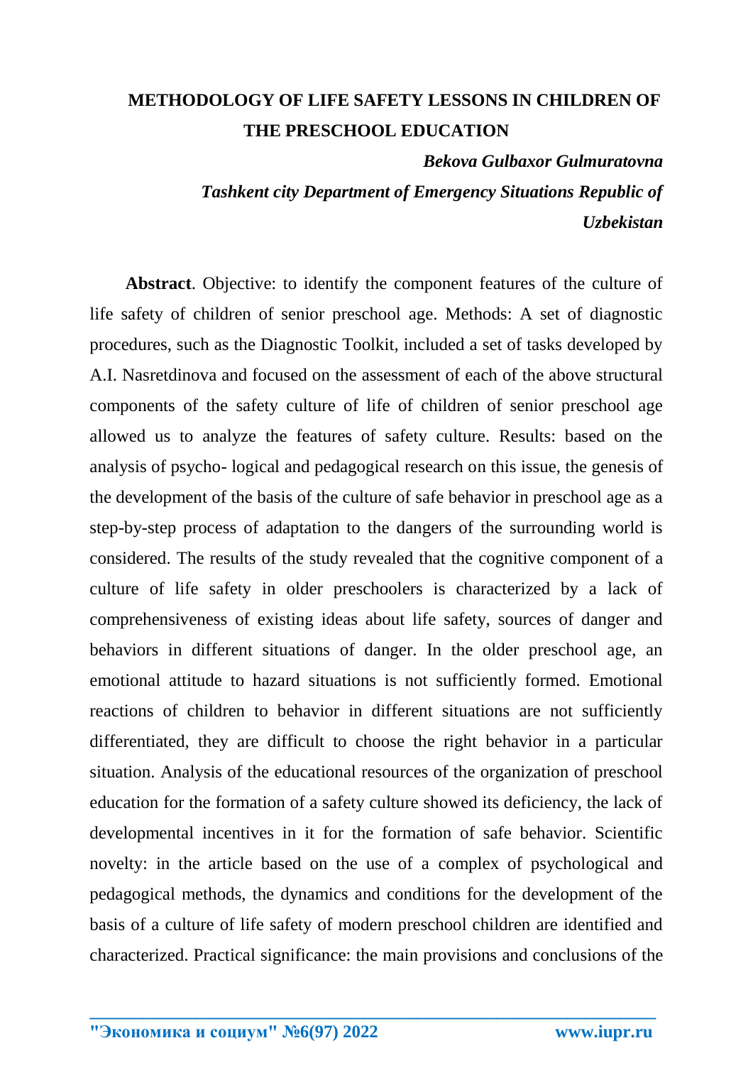# METHODOLOGY OF LIFE SAFETY LESSONS IN CHILDREN OF THE PRESCHOOL EDUCATION

***Bekova Gulbaxor Gulmuratovna***

***Tashkent city Department of Emergency Situations Republic of Uzbekistan***

**Abstract**. Objective: to identify the component features of the culture of life safety of children of senior preschool age. Methods: A set of diagnostic procedures, such as the Diagnostic Toolkit, included a set of tasks developed by A.I. Nasretdinova and focused on the assessment of each of the above structural components of the safety culture of life of children of senior preschool age allowed us to analyze the features of safety culture. Results: based on the analysis of psycho- logical and pedagogical research on this issue, the genesis of the development of the basis of the culture of safe behavior in preschool age as a step-by-step process of adaptation to the dangers of the surrounding world is considered. The results of the study revealed that the cognitive component of a culture of life safety in older preschoolers is characterized by a lack of comprehensiveness of existing ideas about life safety, sources of danger and behaviors in different situations of danger. In the older preschool age, an emotional attitude to hazard situations is not sufficiently formed. Emotional reactions of children to behavior in different situations are not sufficiently differentiated, they are difficult to choose the right behavior in a particular situation. Analysis of the educational resources of the organization of preschool education for the formation of a safety culture showed its deficiency, the lack of developmental incentives in it for the formation of safe behavior. Scientific novelty: in the article based on the use of a complex of psychological and pedagogical methods, the dynamics and conditions for the development of the basis of a culture of life safety of modern preschool children are identified and characterized. Practical significance: the main provisions and conclusions of the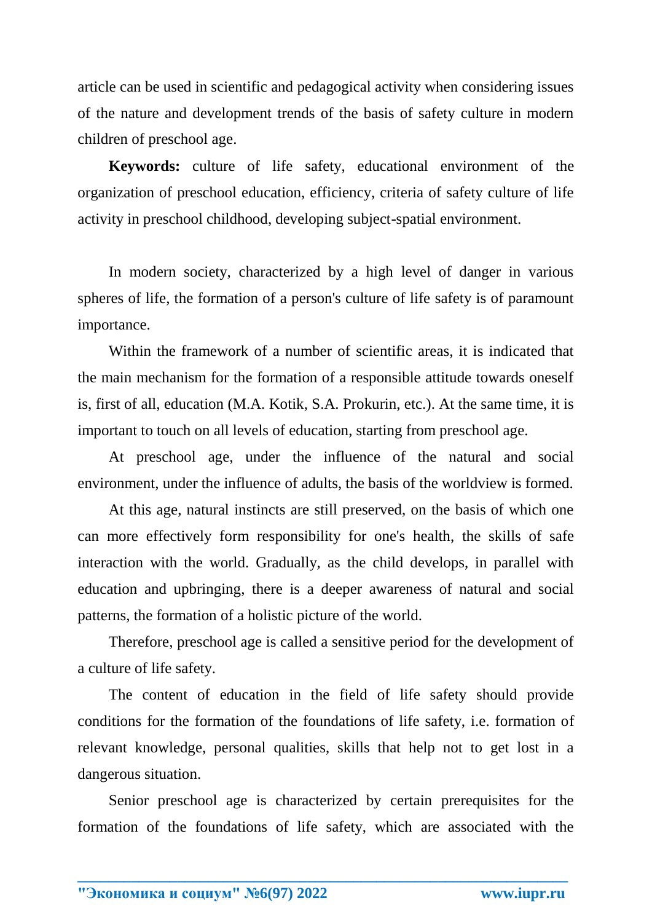article can be used in scientific and pedagogical activity when considering issues of the nature and development trends of the basis of safety culture in modern children of preschool age.

**Keywords:** culture of life safety, educational environment of the organization of preschool education, efficiency, criteria of safety culture of life activity in preschool childhood, developing subject-spatial environment.

In modern society, characterized by a high level of danger in various spheres of life, the formation of a person's culture of life safety is of paramount importance.

Within the framework of a number of scientific areas, it is indicated that the main mechanism for the formation of a responsible attitude towards oneself is, first of all, education (M.A. Kotik, S.A. Prokurin, etc.). At the same time, it is important to touch on all levels of education, starting from preschool age.

At preschool age, under the influence of the natural and social environment, under the influence of adults, the basis of the worldview is formed.

At this age, natural instincts are still preserved, on the basis of which one can more effectively form responsibility for one's health, the skills of safe interaction with the world. Gradually, as the child develops, in parallel with education and upbringing, there is a deeper awareness of natural and social patterns, the formation of a holistic picture of the world.

Therefore, preschool age is called a sensitive period for the development of a culture of life safety.

The content of education in the field of life safety should provide conditions for the formation of the foundations of life safety, i.e. formation of relevant knowledge, personal qualities, skills that help not to get lost in a dangerous situation.

Senior preschool age is characterized by certain prerequisites for the formation of the foundations of life safety, which are associated with the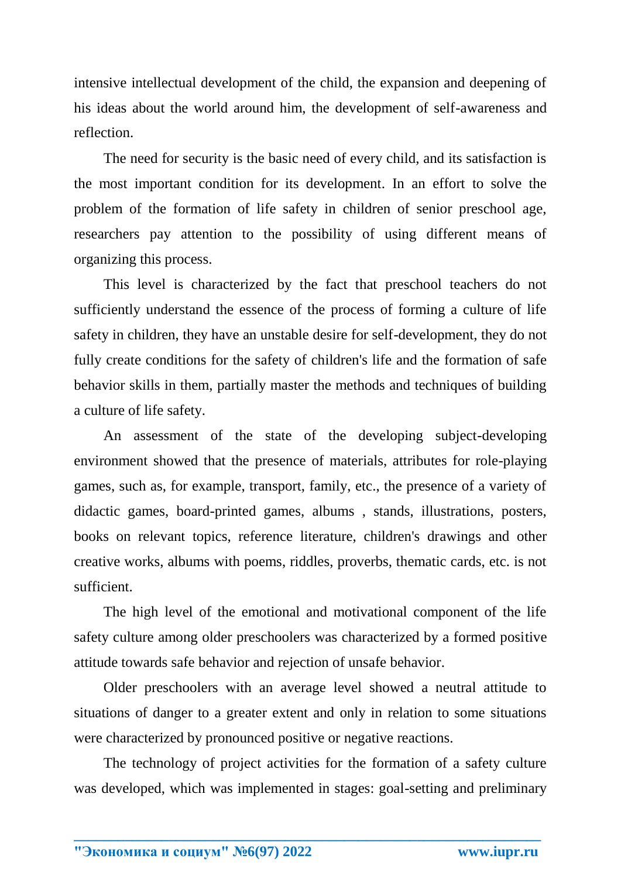intensive intellectual development of the child, the expansion and deepening of his ideas about the world around him, the development of self-awareness and reflection.

The need for security is the basic need of every child, and its satisfaction is the most important condition for its development. In an effort to solve the problem of the formation of life safety in children of senior preschool age, researchers pay attention to the possibility of using different means of organizing this process.

This level is characterized by the fact that preschool teachers do not sufficiently understand the essence of the process of forming a culture of life safety in children, they have an unstable desire for self-development, they do not fully create conditions for the safety of children's life and the formation of safe behavior skills in them, partially master the methods and techniques of building a culture of life safety.

An assessment of the state of the developing subject-developing environment showed that the presence of materials, attributes for role-playing games, such as, for example, transport, family, etc., the presence of a variety of didactic games, board-printed games, albums , stands, illustrations, posters, books on relevant topics, reference literature, children's drawings and other creative works, albums with poems, riddles, proverbs, thematic cards, etc. is not sufficient.

The high level of the emotional and motivational component of the life safety culture among older preschoolers was characterized by a formed positive attitude towards safe behavior and rejection of unsafe behavior.

Older preschoolers with an average level showed a neutral attitude to situations of danger to a greater extent and only in relation to some situations were characterized by pronounced positive or negative reactions.

The technology of project activities for the formation of a safety culture was developed, which was implemented in stages: goal-setting and preliminary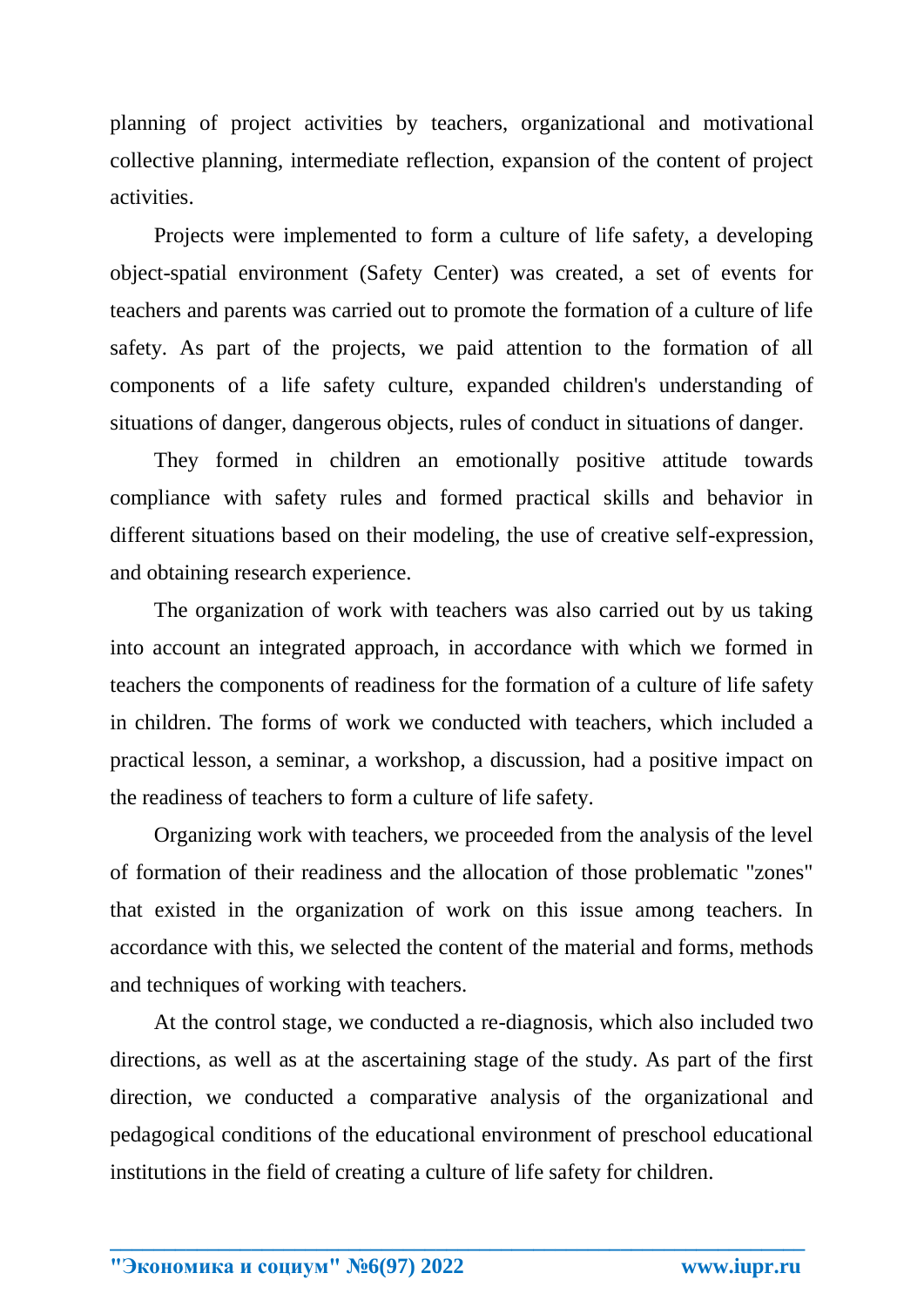planning of project activities by teachers, organizational and motivational collective planning, intermediate reflection, expansion of the content of project activities.

Projects were implemented to form a culture of life safety, a developing object-spatial environment (Safety Center) was created, a set of events for teachers and parents was carried out to promote the formation of a culture of life safety. As part of the projects, we paid attention to the formation of all components of a life safety culture, expanded children's understanding of situations of danger, dangerous objects, rules of conduct in situations of danger.

They formed in children an emotionally positive attitude towards compliance with safety rules and formed practical skills and behavior in different situations based on their modeling, the use of creative self-expression, and obtaining research experience.

The organization of work with teachers was also carried out by us taking into account an integrated approach, in accordance with which we formed in teachers the components of readiness for the formation of a culture of life safety in children. The forms of work we conducted with teachers, which included a practical lesson, a seminar, a workshop, a discussion, had a positive impact on the readiness of teachers to form a culture of life safety.

Organizing work with teachers, we proceeded from the analysis of the level of formation of their readiness and the allocation of those problematic "zones" that existed in the organization of work on this issue among teachers. In accordance with this, we selected the content of the material and forms, methods and techniques of working with teachers.

At the control stage, we conducted a re-diagnosis, which also included two directions, as well as at the ascertaining stage of the study. As part of the first direction, we conducted a comparative analysis of the organizational and pedagogical conditions of the educational environment of preschool educational institutions in the field of creating a culture of life safety for children.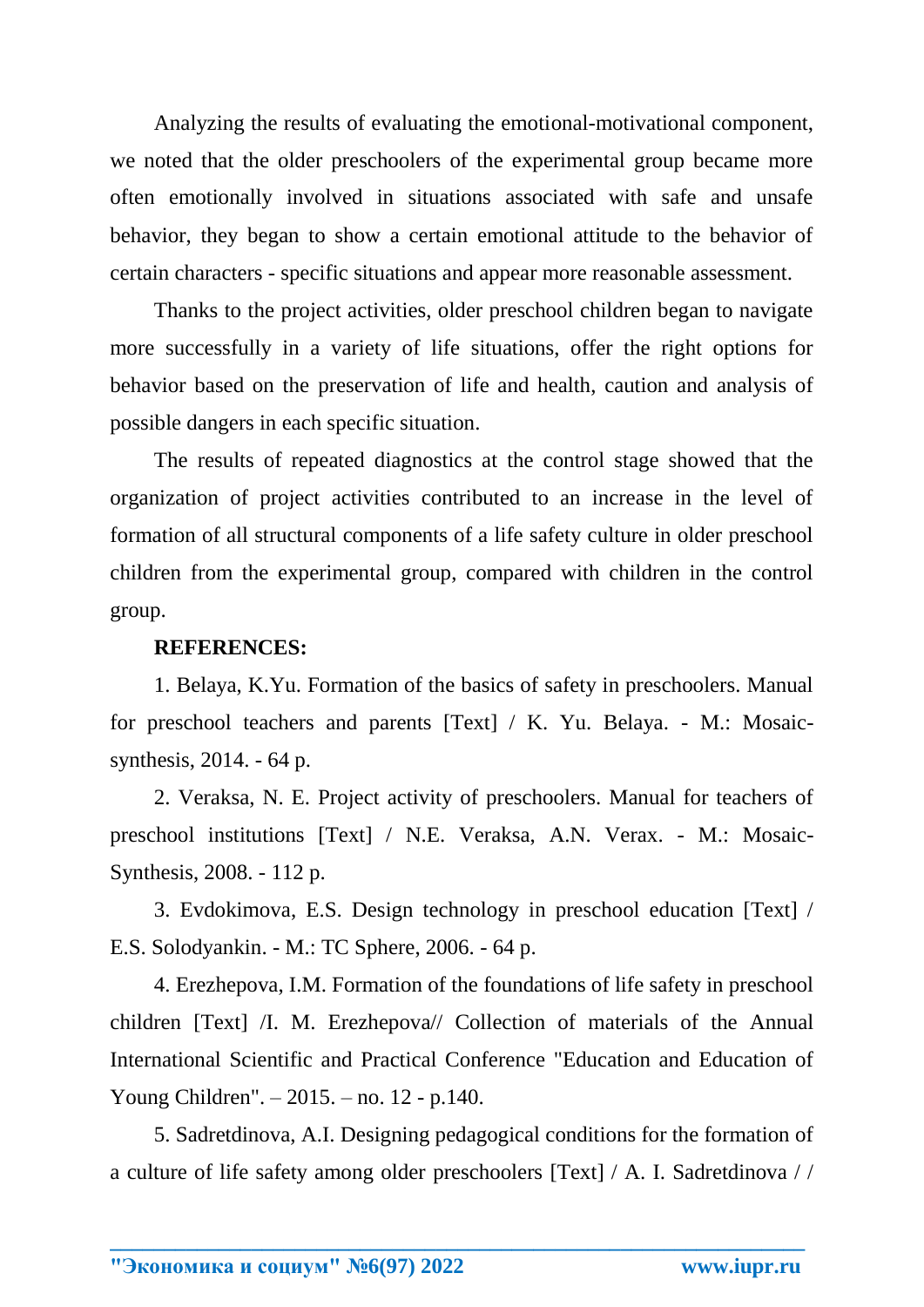Analyzing the results of evaluating the emotional-motivational component, we noted that the older preschoolers of the experimental group became more often emotionally involved in situations associated with safe and unsafe behavior, they began to show a certain emotional attitude to the behavior of certain characters - specific situations and appear more reasonable assessment.

Thanks to the project activities, older preschool children began to navigate more successfully in a variety of life situations, offer the right options for behavior based on the preservation of life and health, caution and analysis of possible dangers in each specific situation.

The results of repeated diagnostics at the control stage showed that the organization of project activities contributed to an increase in the level of formation of all structural components of a life safety culture in older preschool children from the experimental group, compared with children in the control group.

**REFERENCES:**

1. Belaya, K.Yu. Formation of the basics of safety in preschoolers. Manual for preschool teachers and parents [Text] / K. Yu. Belaya. - M.: Mosaic-synthesis, 2014. - 64 p.
2. Veraksa, N. E. Project activity of preschoolers. Manual for teachers of preschool institutions [Text] / N.E. Veraksa, A.N. Verax. - M.: Mosaic-Synthesis, 2008. - 112 p.
3. Evdokimova, E.S. Design technology in preschool education [Text] / E.S. Solodyankin. - M.: TC Sphere, 2006. - 64 p.
4. Erezhepova, I.M. Formation of the foundations of life safety in preschool children [Text] /I. M. Erezhepova// Collection of materials of the Annual International Scientific and Practical Conference "Education and Education of Young Children". – 2015. – no. 12 - p.140.
5. Sadretdinova, A.I. Designing pedagogical conditions for the formation of a culture of life safety among older preschoolers [Text] / A. I. Sadretdinova / /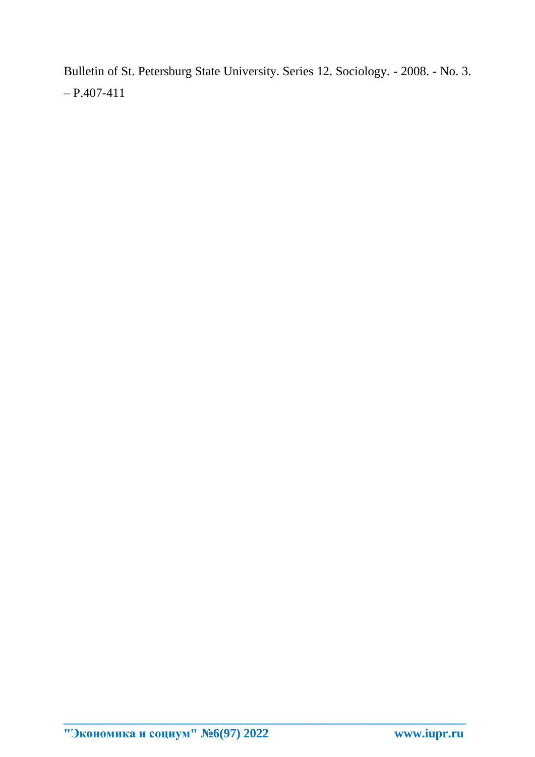Bulletin of St. Petersburg State University. Series 12. Sociology. - 2008. - No. 3. – P.407-411